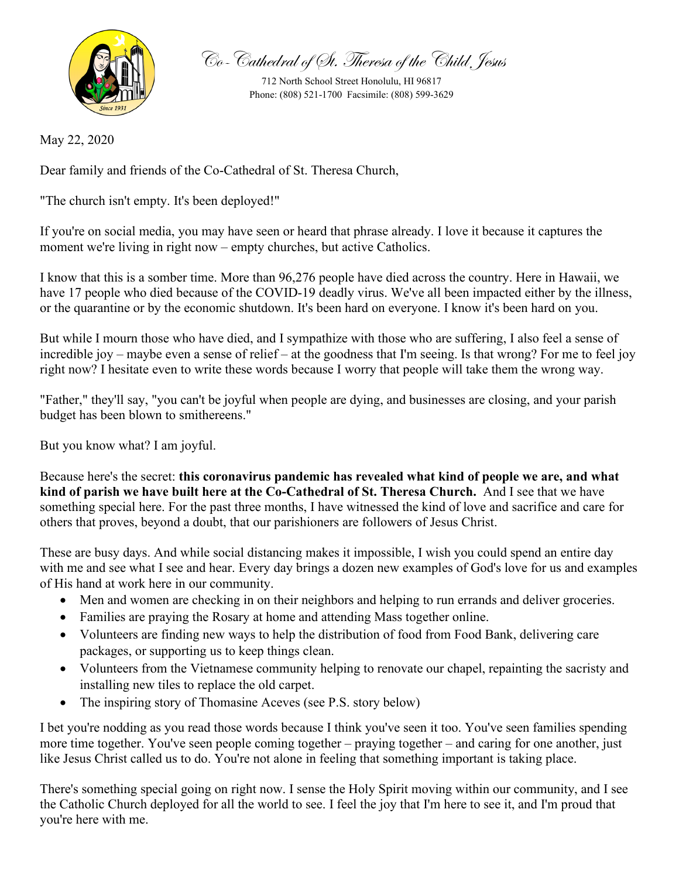# Co-Cathedral of St. Theresa of the Child Jesus

712 North School Street Honolulu, HI 96817
Phone: (808) 521-1700 Facsimile: (808) 599-3629

May 22, 2020

Dear family and friends of the Co-Cathedral of St. Theresa Church,

"The church isn't empty. It's been deployed!"

If you're on social media, you may have seen or heard that phrase already. I love it because it captures the moment we're living in right now – empty churches, but active Catholics.

I know that this is a somber time. More than 96,276 people have died across the country. Here in Hawaii, we have 17 people who died because of the COVID-19 deadly virus. We've all been impacted either by the illness, or the quarantine or by the economic shutdown. It's been hard on everyone. I know it's been hard on you.

But while I mourn those who have died, and I sympathize with those who are suffering, I also feel a sense of incredible joy – maybe even a sense of relief – at the goodness that I'm seeing. Is that wrong? For me to feel joy right now? I hesitate even to write these words because I worry that people will take them the wrong way.

"Father," they'll say, "you can't be joyful when people are dying, and businesses are closing, and your parish budget has been blown to smithereens."

But you know what? I am joyful.

Because here's the secret: **this coronavirus pandemic has revealed what kind of people we are, and what kind of parish we have built here at the Co-Cathedral of St. Theresa Church.** And I see that we have something special here. For the past three months, I have witnessed the kind of love and sacrifice and care for others that proves, beyond a doubt, that our parishioners are followers of Jesus Christ.

These are busy days. And while social distancing makes it impossible, I wish you could spend an entire day with me and see what I see and hear. Every day brings a dozen new examples of God's love for us and examples of His hand at work here in our community.

- Men and women are checking in on their neighbors and helping to run errands and deliver groceries.
- Families are praying the Rosary at home and attending Mass together online.
- Volunteers are finding new ways to help the distribution of food from Food Bank, delivering care packages, or supporting us to keep things clean.
- Volunteers from the Vietnamese community helping to renovate our chapel, repainting the sacristy and installing new tiles to replace the old carpet.
- The inspiring story of Thomasine Aceves (see P.S. story below)

I bet you're nodding as you read those words because I think you've seen it too. You've seen families spending more time together. You've seen people coming together – praying together – and caring for one another, just like Jesus Christ called us to do. You're not alone in feeling that something important is taking place.

There's something special going on right now. I sense the Holy Spirit moving within our community, and I see the Catholic Church deployed for all the world to see. I feel the joy that I'm here to see it, and I'm proud that you're here with me.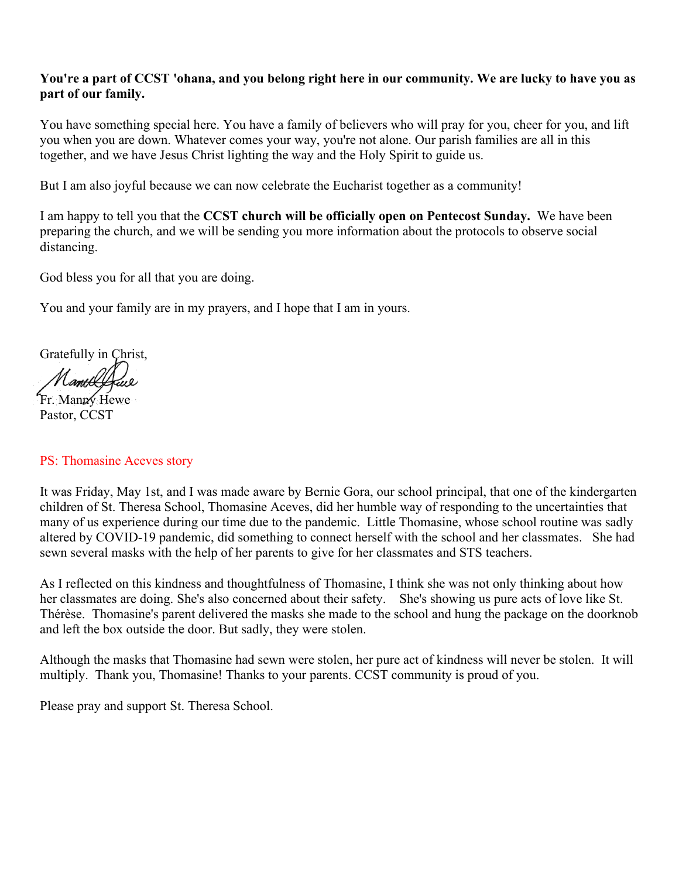**You're a part of CCST 'ohana, and you belong right here in our community. We are lucky to have you as part of our family.**

You have something special here. You have a family of believers who will pray for you, cheer for you, and lift you when you are down. Whatever comes your way, you're not alone. Our parish families are all in this together, and we have Jesus Christ lighting the way and the Holy Spirit to guide us.

But I am also joyful because we can now celebrate the Eucharist together as a community!

I am happy to tell you that the **CCST church will be officially open on Pentecost Sunday.** We have been preparing the church, and we will be sending you more information about the protocols to observe social distancing.

God bless you for all that you are doing.

You and your family are in my prayers, and I hope that I am in yours.

Gratefully in Christ,

Fr. Manny Hewe
Pastor, CCST

PS: Thomasine Aceves story

It was Friday, May 1st, and I was made aware by Bernie Gora, our school principal, that one of the kindergarten children of St. Theresa School, Thomasine Aceves, did her humble way of responding to the uncertainties that many of us experience during our time due to the pandemic. Little Thomasine, whose school routine was sadly altered by COVID-19 pandemic, did something to connect herself with the school and her classmates. She had sewn several masks with the help of her parents to give for her classmates and STS teachers.

As I reflected on this kindness and thoughtfulness of Thomasine, I think she was not only thinking about how her classmates are doing. She's also concerned about their safety. She's showing us pure acts of love like St. Thérèse. Thomasine's parent delivered the masks she made to the school and hung the package on the doorknob and left the box outside the door. But sadly, they were stolen.

Although the masks that Thomasine had sewn were stolen, her pure act of kindness will never be stolen. It will multiply. Thank you, Thomasine! Thanks to your parents. CCST community is proud of you.

Please pray and support St. Theresa School.